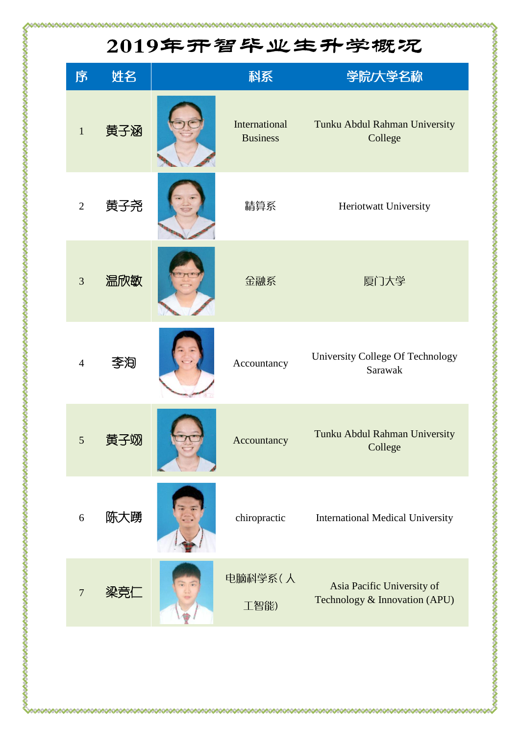# 2019年开智毕业生升学概况

| 序 | 姓名 | | 科系 | 学院/大学名称 |
|---|---|---|---|---|
| 1 | 黄子涵 | | International Business | Tunku Abdul Rahman University College |
| 2 | 黄子尧 | | 精算系 | Heriotwatt University |
| 3 | 温欣敏 | | 金融系 | 厦门大学 |
| 4 | 李洵 | | Accountancy | University College Of Technology Sarawak |
| 5 | 黄子翊 | | Accountancy | Tunku Abdul Rahman University College |
| 6 | 陈大踴 | | chiropractic | International Medical University |
| 7 | 梁竞仁 | | 电脑科学系(人工智能) | Asia Pacific University of Technology & Innovation (APU) |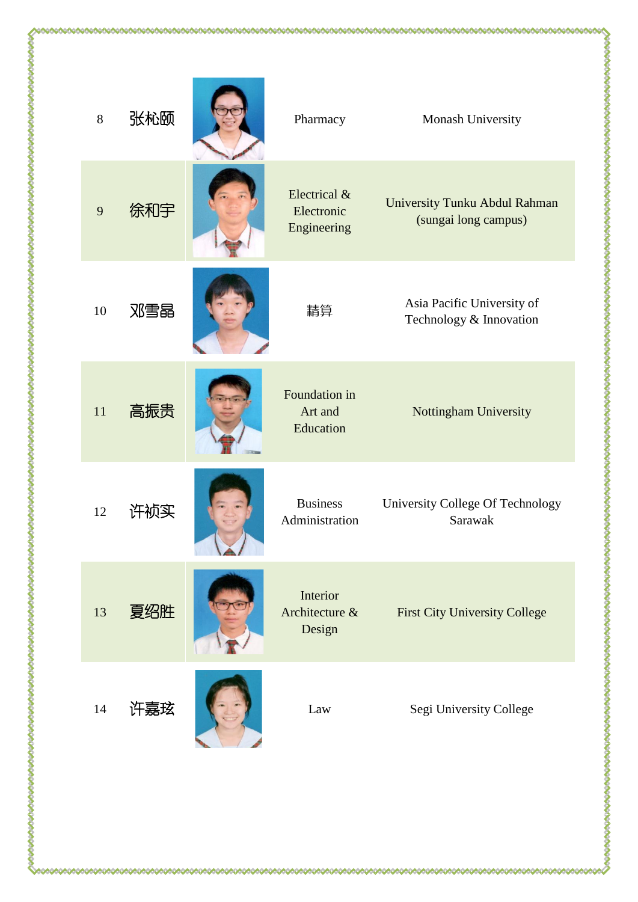| | | | | |
|---|---|---|---|---|
| 8 | 张芞颐 | | Pharmacy | Monash University |
| 9 | 徐和宇 | | Electrical & Electronic Engineering | University Tunku Abdul Rahman (sungai long campus) |
| 10 | 邓雪晶 | | 精算 | Asia Pacific University of Technology & Innovation |
| 11 | 高振贵 | | Foundation in Art and Education | Nottingham University |
| 12 | 许祯实 | | Business Administration | University College Of Technology Sarawak |
| 13 | 夏绍胜 | | Interior Architecture & Design | First City University College |
| 14 | 许嘉琺 | | Law | Segi University College |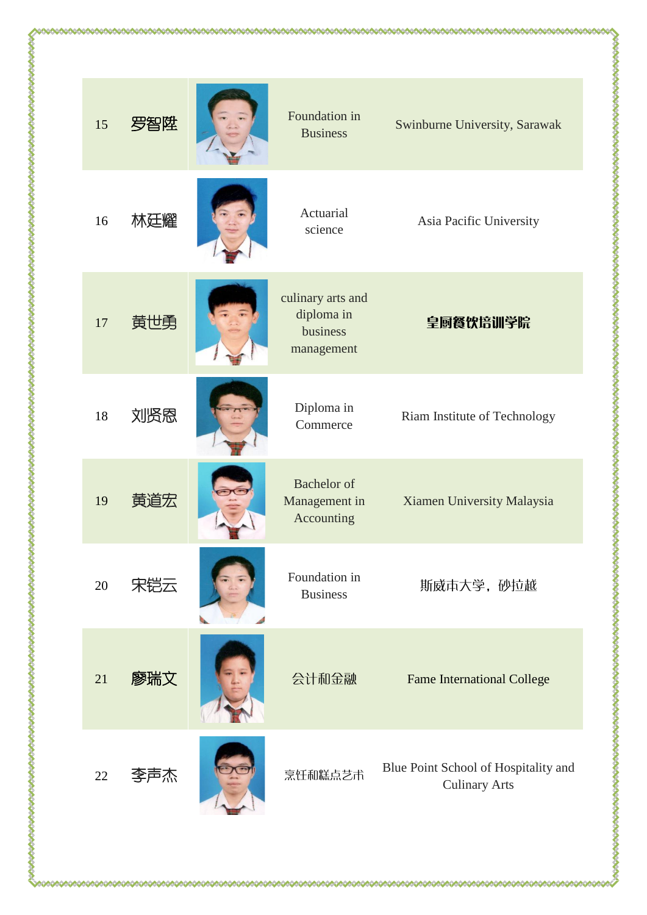| | | | | |
|---|---|---|---|---|
| 15 | 罗智陞 | | Foundation in Business | Swinburne University, Sarawak |
| 16 | 林廷耀 | | Actuarial science | Asia Pacific University |
| 17 | 黄世勇 | | culinary arts and diploma in business management | **皇厨餐饮培训学院** |
| 18 | 刘贤恩 | | Diploma in Commerce | Riam Institute of Technology |
| 19 | 黄道宏 | | Bachelor of Management in Accounting | Xiamen University Malaysia |
| 20 | 宋铠云 | | Foundation in Business | 斯威市大学，砂拉越 |
| 21 | 廖瑞文 | | 会计和金融 | Fame International College |
| 22 | 李声杰 | | 烹饪和糕点艺术 | Blue Point School of Hospitality and Culinary Arts |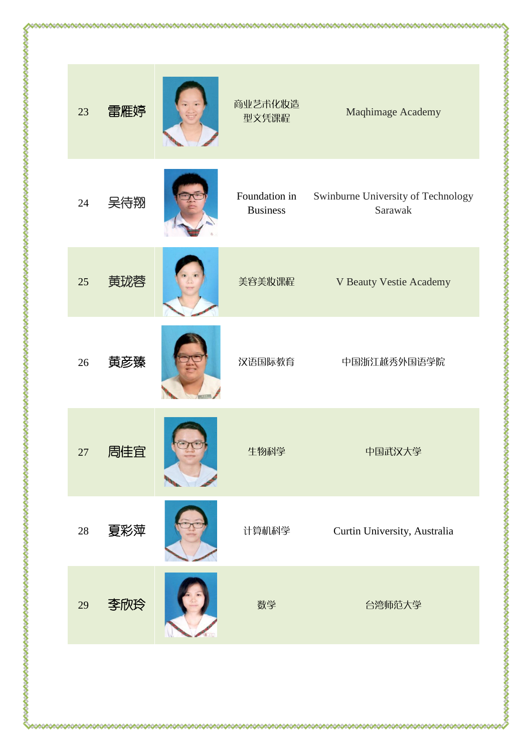| | | | |
|---|---|---|---|
| 23 | 雷雁婷 | 商业艺术化妆造型文凭课程 | Maqhimage Academy |
| 24 | 吴待翔 | Foundation in Business | Swinburne University of Technology Sarawak |
| 25 | 黄珑蓉 | 美容美妆课程 | V Beauty Vestie Academy |
| 26 | 黄彦臻 | 汉语国际教育 | 中国浙江越秀外国语学院 |
| 27 | 周佳宜 | 生物科学 | 中国武汉大学 |
| 28 | 夏彩萍 | 计算机科学 | Curtin University, Australia |
| 29 | 李欣玲 | 数学 | 台湾师范大学 |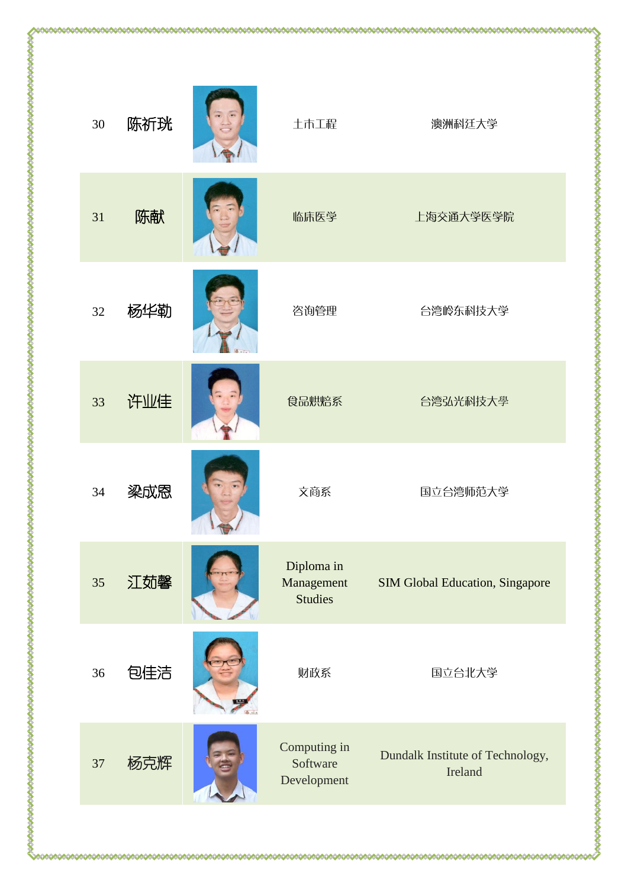| | | | | |
|---|---|---|---|---|
| 30 | 陈祈�App | | 土木工程 | 澳洲科廷大学 |
| 31 | 陈献 | | 临床医学 | 上海交通大学医学院 |
| 32 | 杨华勒 | | 咨询管理 | 台湾岭东科技大学 |
| 33 | 许业佳 | | 食品烘焙系 | 台湾弘光科技大學 |
| 34 | 梁成恩 | | 文商系 | 国立台湾师范大学 |
| 35 | 江茹馨 | | Diploma in Management Studies | SIM Global Education, Singapore |
| 36 | 包佳洁 | | 财政系 | 国立台北大学 |
| 37 | 杨克辉 | | Computing in Software Development | Dundalk Institute of Technology, Ireland |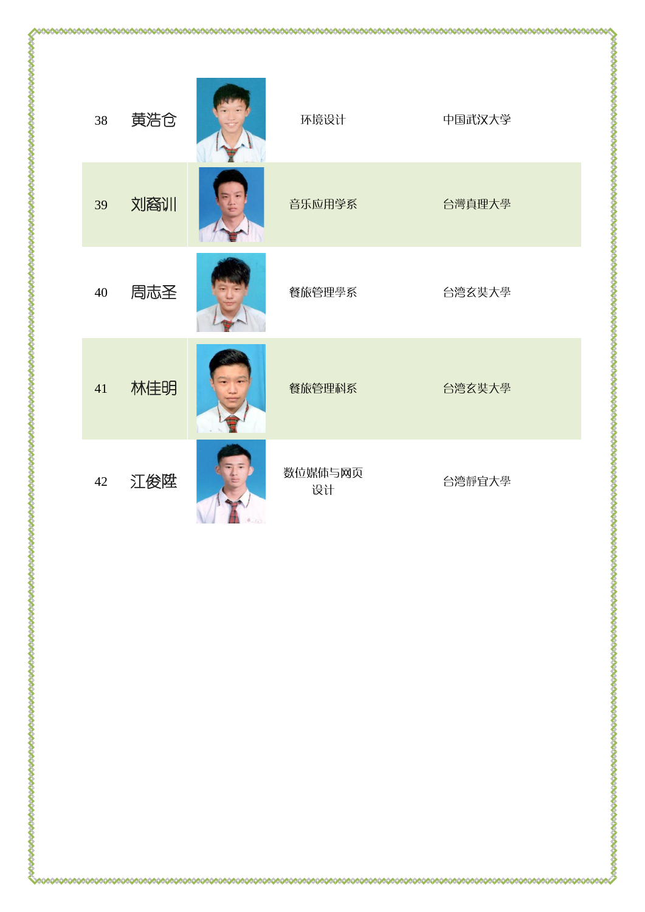| | | | | |
|---|---|---|---|---|
| 38 | 黄浩仓 | | 环境设计 | 中国武汉大学 |
| 39 | 刘裔训 | | 音乐应用学系 | 台灣真理大學 |
| 40 | 周志圣 | | 餐旅管理學系 | 台湾玄奘大學 |
| 41 | 林佳明 | | 餐旅管理科系 | 台湾玄奘大學 |
| 42 | 江俊陞 | | 数位媒体与网页设计 | 台湾静宜大學 |